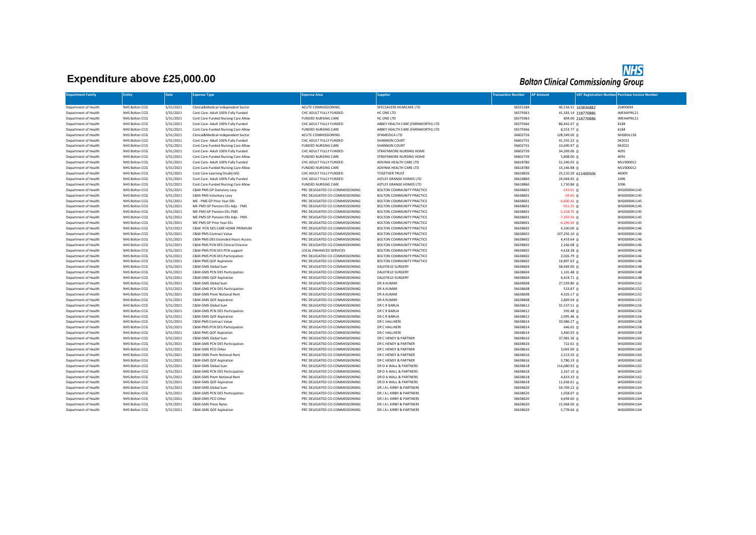# Expenditure above £25,000.00

NHS
Bolton Clinical Commissioning Group

| Department Family | Entity | Date | Expense Type | Expense Area | Supplier | Transaction Number | AP Amount | VAT Registration Number | Purchase Invoice Number |
|---|---|---|---|---|---|---|---|---|---|
| Department of Health | NHS Bolton CCG | 5/31/2021 | Clinical&Medical-Independent Sector | ACUTE COMMISSIONING | SPECSAVERS HEARCARE LTD | 36555184 | 40,216.51 | 163836882 | 20400694 |
| Department of Health | NHS Bolton CCG | 5/31/2021 | Cont Care- Adult 100% Fully Funded | CHC ADULT FULLY FUNDED | HC ONE LTD | 36579363 | 41,583.14 | 218770886 | IMEAAPRIL21 |
| Department of Health | NHS Bolton CCG | 5/31/2021 | Cont Care-Funded Nursing Care Allow | FUNDED NURSING CARE | HC ONE LTD | 36579363 | 804.00 | 218770886 | IMEAAPRIL21 |
| Department of Health | NHS Bolton CCG | 5/31/2021 | Cont Care- Adult 100% Fully Funded | CHC ADULT FULLY FUNDED | ABBEY HEALTH CARE (FARNWORTH) LTD | 36579366 | 86,442.67 | 0 | 6184 |
| Department of Health | NHS Bolton CCG | 5/31/2021 | Cont Care-Funded Nursing Care Allow | FUNDED NURSING CARE | ABBEY HEALTH CARE (FARNWORTH) LTD | 36579366 | 8,553.77 | 0 | 6184 |
| Department of Health | NHS Bolton CCG | 5/31/2021 | Clinical&Medical-Independent Sector | ACUTE COMMISSIONING | SPAMEDICA LTD | 36602726 | 128,349.00 | 0 | NHSBOL130 |
| Department of Health | NHS Bolton CCG | 5/31/2021 | Cont Care- Adult 100% Fully Funded | CHC ADULT FULLY FUNDED | SHANNON COURT | 36602731 | 41,591.22 | 0 | 042021 |
| Department of Health | NHS Bolton CCG | 5/31/2021 | Cont Care-Funded Nursing Care Allow | FUNDED NURSING CARE | SHANNON COURT | 36602731 | 10,690.97 | 0 | 042021 |
| Department of Health | NHS Bolton CCG | 5/31/2021 | Cont Care- Adult 100% Fully Funded | CHC ADULT FULLY FUNDED | STRATHMORE NURSING HOME | 36602739 | 34,269.06 | 0 | 4091 |
| Department of Health | NHS Bolton CCG | 5/31/2021 | Cont Care-Funded Nursing Care Allow | FUNDED NURSING CARE | STRATHMORE NURSING HOME | 36602739 | 5,808.00 | 0 | 4091 |
| Department of Health | NHS Bolton CCG | 5/31/2021 | Cont Care- Adult 100% Fully Funded | CHC ADULT FULLY FUNDED | ADVINIA HEALTH CARE LTD | 36618780 | 51,340.05 | 0 | MLV000012 |
| Department of Health | NHS Bolton CCG | 5/31/2021 | Cont Care-Funded Nursing Care Allow | FUNDED NURSING CARE | ADVINIA HEALTH CARE LTD | 36618780 | 10,146.88 | 0 | MLV000012 |
| Department of Health | NHS Bolton CCG | 5/31/2021 | Cont Care-Learning Disab(<65) | CHC ADULT FULLY FUNDED | TOGETHER TRUST | 36618826 | 25,210.20 | 611400506 | 46009 |
| Department of Health | NHS Bolton CCG | 5/31/2021 | Cont Care- Adult 100% Fully Funded | CHC ADULT FULLY FUNDED | ASTLEY GRANGE HOMES LTD | 36618860 | 24,044.05 | 0 | 1096 |
| Department of Health | NHS Bolton CCG | 5/31/2021 | Cont Care-Funded Nursing Care Allow | FUNDED NURSING CARE | ASTLEY GRANGE HOMES LTD | 36618860 | 1,710.86 | 0 | 1096 |
| Department of Health | NHS Bolton CCG | 5/31/2021 | C&M-PMS GP Statutory Levy | PRC DELEGATED CO-COMMISSIONING | BOLTON COMMUNITY PRACTICE | 36638601 | -243.01 | 0 | WIG000041145 |
| Department of Health | NHS Bolton CCG | 5/31/2021 | C&M-PMS Voluntary Levy | PRC DELEGATED CO-COMMISSIONING | BOLTON COMMUNITY PRACTICE | 36638601 | -59.65 | 0 | WIG000041145 |
| Department of Health | NHS Bolton CCG | 5/31/2021 | ME - PMS GP Prior Year ERs | PRC DELEGATED CO-COMMISSIONING | BOLTON COMMUNITY PRACTICE | 36638601 | -6,600.42 | 0 | WIG000041145 |
| Department of Health | NHS Bolton CCG | 5/31/2021 | ME-PMS GP Pension EEs Adjs - PMS | PRC DELEGATED CO-COMMISSIONING | BOLTON COMMUNITY PRACTICE | 36638601 | -911.25 | 0 | WIG000041145 |
| Department of Health | NHS Bolton CCG | 5/31/2021 | ME-PMS GP Pension EEs-PMS | PRC DELEGATED CO-COMMISSIONING | BOLTON COMMUNITY PRACTICE | 36638601 | -5,318.75 | 0 | WIG000041145 |
| Department of Health | NHS Bolton CCG | 5/31/2021 | ME-PMS GP Pension ERs Adjs - PMS | PRC DELEGATED CO-COMMISSIONING | BOLTON COMMUNITY PRACTICE | 36638601 | -7,303.54 | 0 | WIG000041145 |
| Department of Health | NHS Bolton CCG | 5/31/2021 | ME-PMS GP Prior Year EEs | PRC DELEGATED CO-COMMISSIONING | BOLTON COMMUNITY PRACTICE | 36638601 | -6,196.50 | 0 | WIG000041145 |
| Department of Health | NHS Bolton CCG | 5/31/2021 | C&M- PCN DES CARE HOME PREMIUM | PRC DELEGATED CO-COMMISSIONING | BOLTON COMMUNITY PRACTICE | 36638602 | 4,100.00 | 0 | WIG000041146 |
| Department of Health | NHS Bolton CCG | 5/31/2021 | C&M-PMS Contract Value | PRC DELEGATED CO-COMMISSIONING | BOLTON COMMUNITY PRACTICE | 36638602 | 107,292.10 | 0 | WIG000041146 |
| Department of Health | NHS Bolton CCG | 5/31/2021 | C&M-PMS DES Extended Hours Access | PRC DELEGATED CO-COMMISSIONING | BOLTON COMMUNITY PRACTICE | 36638602 | 4,433.64 | 0 | WIG000041146 |
| Department of Health | NHS Bolton CCG | 5/31/2021 | C&M-PMS PCN DES Clinical Director | PRC DELEGATED CO-COMMISSIONING | BOLTON COMMUNITY PRACTICE | 36638602 | 2,266.08 | 0 | WIG000041146 |
| Department of Health | NHS Bolton CCG | 5/31/2021 | C&M-PMS PCN DES PCN support | LOCAL ENHANCED SERVICES | BOLTON COMMUNITY PRACTICE | 36638602 | 4,618.38 | 0 | WIG000041146 |
| Department of Health | NHS Bolton CCG | 5/31/2021 | C&M-PMS PCN DES Participation | PRC DELEGATED CO-COMMISSIONING | BOLTON COMMUNITY PRACTICE | 36638602 | 2,026.79 | 0 | WIG000041146 |
| Department of Health | NHS Bolton CCG | 5/31/2021 | C&M-PMS QOF Aspiration | PRC DELEGATED CO-COMMISSIONING | BOLTON COMMUNITY PRACTICE | 36638602 | 10,897.62 | 0 | WIG000041146 |
| Department of Health | NHS Bolton CCG | 5/31/2021 | C&M-GMS Global Sum | PRC DELEGATED CO-COMMISSIONING | DALEFIELD SURGERY | 36638604 | 58,669.00 | 0 | WIG000041148 |
| Department of Health | NHS Bolton CCG | 5/31/2021 | C&M-GMS PCN DES Participation | PRC DELEGATED CO-COMMISSIONING | DALEFIELD SURGERY | 36638604 | 1,101.48 | 0 | WIG000041148 |
| Department of Health | NHS Bolton CCG | 5/31/2021 | C&M-GMS QOF Aspiration | PRC DELEGATED CO-COMMISSIONING | DALEFIELD SURGERY | 36638604 | 6,424.71 | 0 | WIG000041148 |
| Department of Health | NHS Bolton CCG | 5/31/2021 | C&M-GMS Global Sum | PRC DELEGATED CO-COMMISSIONING | DR A KUMAR | 36638608 | 27,559.80 | 0 | WIG000041152 |
| Department of Health | NHS Bolton CCG | 5/31/2021 | C&M-GMS PCN DES Participation | PRC DELEGATED CO-COMMISSIONING | DR A KUMAR | 36638608 | 533.87 | 0 | WIG000041152 |
| Department of Health | NHS Bolton CCG | 5/31/2021 | C&M-GMS Prem Notional Rent | PRC DELEGATED CO-COMMISSIONING | DR A KUMAR | 36638608 | 4,335.17 | 0 | WIG000041152 |
| Department of Health | NHS Bolton CCG | 5/31/2021 | C&M-GMS QOF Aspiration | PRC DELEGATED CO-COMMISSIONING | DR A KUMAR | 36638608 | 2,869.04 | 0 | WIG000041152 |
| Department of Health | NHS Bolton CCG | 5/31/2021 | C&M-GMS Global Sum | PRC DELEGATED CO-COMMISSIONING | DR C R BARUA | 36638612 | 31,537.51 | 0 | WIG000041156 |
| Department of Health | NHS Bolton CCG | 5/31/2021 | C&M-GMS PCN DES Participation | PRC DELEGATED CO-COMMISSIONING | DR C R BARUA | 36638612 | 595.48 | 0 | WIG000041156 |
| Department of Health | NHS Bolton CCG | 5/31/2021 | C&M-GMS QOF Aspiration | PRC DELEGATED CO-COMMISSIONING | DR C R BARUA | 36638612 | 2,995.46 | 0 | WIG000041156 |
| Department of Health | NHS Bolton CCG | 5/31/2021 | C&M-PMS Contract Value | PRC DELEGATED CO-COMMISSIONING | DR C HALLIKERI | 36638614 | 33,986.27 | 0 | WIG000041158 |
| Department of Health | NHS Bolton CCG | 5/31/2021 | C&M-PMS PCN DES Participation | PRC DELEGATED CO-COMMISSIONING | DR C HALLIKERI | 36638614 | 646.65 | 0 | WIG000041158 |
| Department of Health | NHS Bolton CCG | 5/31/2021 | C&M-PMS QOF Aspiration | PRC DELEGATED CO-COMMISSIONING | DR C HALLIKERI | 36638614 | 3,460.03 | 0 | WIG000041158 |
| Department of Health | NHS Bolton CCG | 5/31/2021 | C&M-GMS Global Sum | PRC DELEGATED CO-COMMISSIONING | DR C HENDY & PARTNER | 36638616 | 37,981.36 | 0 | WIG000041160 |
| Department of Health | NHS Bolton CCG | 5/31/2021 | C&M-GMS PCN DES Participation | PRC DELEGATED CO-COMMISSIONING | DR C HENDY & PARTNER | 36638616 | 722.61 | 0 | WIG000041160 |
| Department of Health | NHS Bolton CCG | 5/31/2021 | C&M-GMS PCO Other | PRC DELEGATED CO-COMMISSIONING | DR C HENDY & PARTNER | 36638616 | 3,065.00 | 0 | WIG000041160 |
| Department of Health | NHS Bolton CCG | 5/31/2021 | C&M-GMS Prem Notional Rent | PRC DELEGATED CO-COMMISSIONING | DR C HENDY & PARTNER | 36638616 | 2,513.50 | 0 | WIG000041160 |
| Department of Health | NHS Bolton CCG | 5/31/2021 | C&M-GMS QOF Aspiration | PRC DELEGATED CO-COMMISSIONING | DR C HENDY & PARTNER | 36638616 | 3,780.19 | 0 | WIG000041160 |
| Department of Health | NHS Bolton CCG | 5/31/2021 | C&M-GMS Global Sum | PRC DELEGATED CO-COMMISSIONING | DR D A WALL & PARTNERS | 36638618 | 114,080.92 | 0 | WIG000041162 |
| Department of Health | NHS Bolton CCG | 5/31/2021 | C&M-GMS PCN DES Participation | PRC DELEGATED CO-COMMISSIONING | DR D A WALL & PARTNERS | 36638618 | 2,167.10 | 0 | WIG000041162 |
| Department of Health | NHS Bolton CCG | 5/31/2021 | C&M-GMS Prem Notional Rent | PRC DELEGATED CO-COMMISSIONING | DR D A WALL & PARTNERS | 36638618 | 4,833.33 | 0 | WIG000041162 |
| Department of Health | NHS Bolton CCG | 5/31/2021 | C&M-GMS QOF Aspiration | PRC DELEGATED CO-COMMISSIONING | DR D A WALL & PARTNERS | 36638618 | 11,656.61 | 0 | WIG000041162 |
| Department of Health | NHS Bolton CCG | 5/31/2021 | C&M-GMS Global Sum | PRC DELEGATED CO-COMMISSIONING | DR J A L KIRBY & PARTNERS | 36638620 | 54,769.22 | 0 | WIG000041164 |
| Department of Health | NHS Bolton CCG | 5/31/2021 | C&M-GMS PCN DES Participation | PRC DELEGATED CO-COMMISSIONING | DR J A L KIRBY & PARTNERS | 36638620 | 1,058.07 | 0 | WIG000041164 |
| Department of Health | NHS Bolton CCG | 5/31/2021 | C&M-GMS PCO Other | PRC DELEGATED CO-COMMISSIONING | DR J A L KIRBY & PARTNERS | 36638620 | 4,694.00 | 0 | WIG000041164 |
| Department of Health | NHS Bolton CCG | 5/31/2021 | C&M-GMS Prem Rates | PRC DELEGATED CO-COMMISSIONING | DR J A L KIRBY & PARTNERS | 36638620 | 15,968.00 | 0 | WIG000041164 |
| Department of Health | NHS Bolton CCG | 5/31/2021 | C&M-GMS QOF Aspiration | PRC DELEGATED CO-COMMISSIONING | DR J A L KIRBY & PARTNERS | 36638620 | 5,778.66 | 0 | WIG000041164 |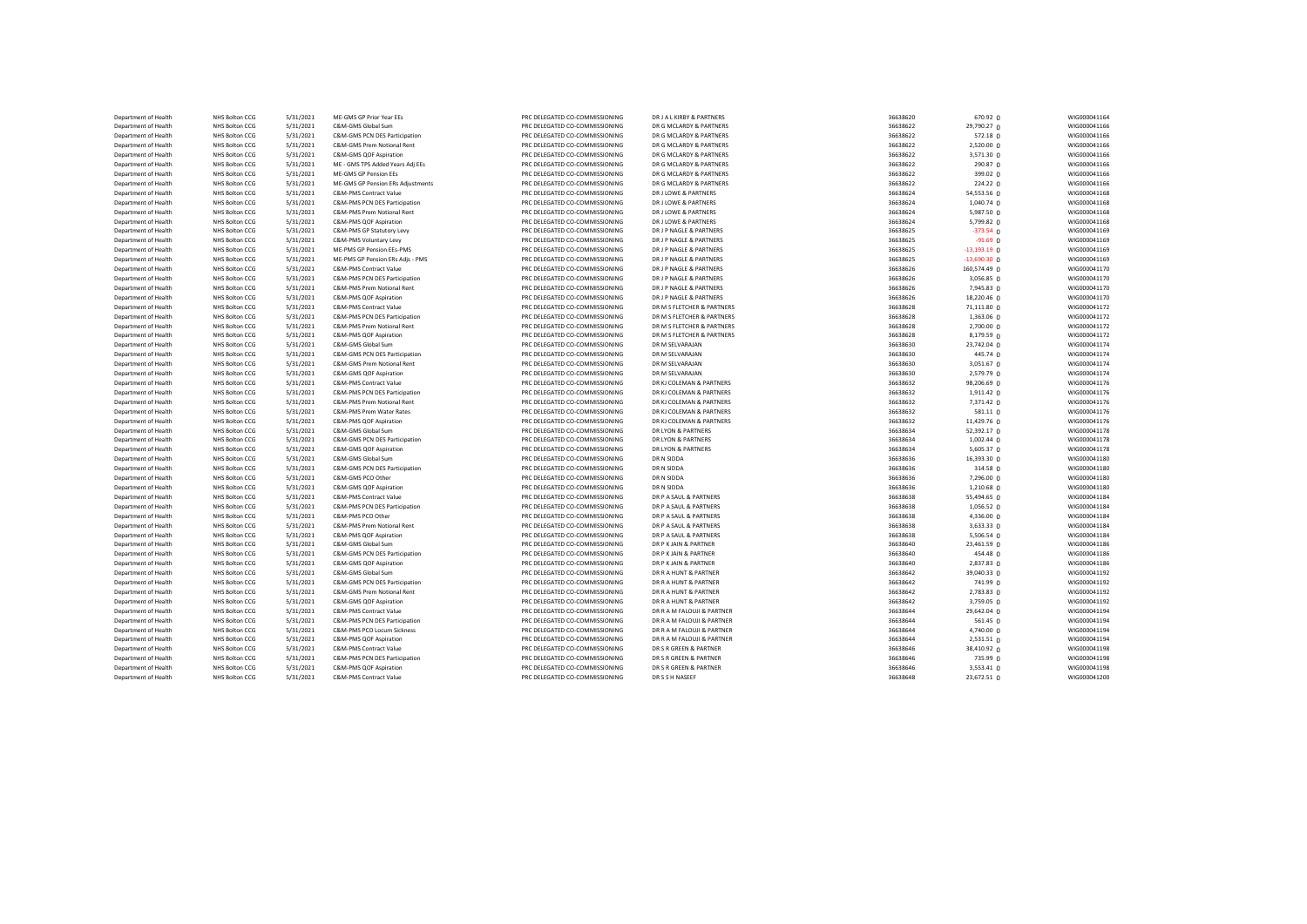| | | | | | | | | | |
|---|---|---|---|---|---|---|---|---|---|
| Department of Health | NHS Bolton CCG | 5/31/2021 | ME-GMS GP Prior Year EEs | PRC DELEGATED CO-COMMISSIONING | DR J A L KIRBY & PARTNERS | 36638620 | 670.92 | 0 | WIG000041164 |
| Department of Health | NHS Bolton CCG | 5/31/2021 | C&M-GMS Global Sum | PRC DELEGATED CO-COMMISSIONING | DR G MCLARDY & PARTNERS | 36638622 | 29,790.27 | 0 | WIG000041166 |
| Department of Health | NHS Bolton CCG | 5/31/2021 | C&M-GMS PCN DES Participation | PRC DELEGATED CO-COMMISSIONING | DR G MCLARDY & PARTNERS | 36638622 | 572.18 | 0 | WIG000041166 |
| Department of Health | NHS Bolton CCG | 5/31/2021 | C&M-GMS Prem Notional Rent | PRC DELEGATED CO-COMMISSIONING | DR G MCLARDY & PARTNERS | 36638622 | 2,520.00 | 0 | WIG000041166 |
| Department of Health | NHS Bolton CCG | 5/31/2021 | C&M-GMS QOF Aspiration | PRC DELEGATED CO-COMMISSIONING | DR G MCLARDY & PARTNERS | 36638622 | 3,571.30 | 0 | WIG000041166 |
| Department of Health | NHS Bolton CCG | 5/31/2021 | ME - GMS TPS Added Years Adj EEs | PRC DELEGATED CO-COMMISSIONING | DR G MCLARDY & PARTNERS | 36638622 | 290.87 | 0 | WIG000041166 |
| Department of Health | NHS Bolton CCG | 5/31/2021 | ME-GMS GP Pension EEs | PRC DELEGATED CO-COMMISSIONING | DR G MCLARDY & PARTNERS | 36638622 | 399.02 | 0 | WIG000041166 |
| Department of Health | NHS Bolton CCG | 5/31/2021 | ME-GMS GP Pension ERs Adjustments | PRC DELEGATED CO-COMMISSIONING | DR G MCLARDY & PARTNERS | 36638622 | 224.22 | 0 | WIG000041166 |
| Department of Health | NHS Bolton CCG | 5/31/2021 | C&M-PMS Contract Value | PRC DELEGATED CO-COMMISSIONING | DR J LOWE & PARTNERS | 36638624 | 54,553.56 | 0 | WIG000041168 |
| Department of Health | NHS Bolton CCG | 5/31/2021 | C&M-PMS PCN DES Participation | PRC DELEGATED CO-COMMISSIONING | DR J LOWE & PARTNERS | 36638624 | 1,040.74 | 0 | WIG000041168 |
| Department of Health | NHS Bolton CCG | 5/31/2021 | C&M-PMS Prem Notional Rent | PRC DELEGATED CO-COMMISSIONING | DR J LOWE & PARTNERS | 36638624 | 5,987.50 | 0 | WIG000041168 |
| Department of Health | NHS Bolton CCG | 5/31/2021 | C&M-PMS QOF Aspiration | PRC DELEGATED CO-COMMISSIONING | DR J LOWE & PARTNERS | 36638624 | 5,799.82 | 0 | WIG000041168 |
| Department of Health | NHS Bolton CCG | 5/31/2021 | C&M-PMS GP Statutory Levy | PRC DELEGATED CO-COMMISSIONING | DR J P NAGLE & PARTNERS | 36638625 | -373.54 | 0 | WIG000041169 |
| Department of Health | NHS Bolton CCG | 5/31/2021 | C&M-PMS Voluntary Levy | PRC DELEGATED CO-COMMISSIONING | DR J P NAGLE & PARTNERS | 36638625 | -91.69 | 0 | WIG000041169 |
| Department of Health | NHS Bolton CCG | 5/31/2021 | ME-PMS GP Pension EEs-PMS | PRC DELEGATED CO-COMMISSIONING | DR J P NAGLE & PARTNERS | 36638625 | -13,193.19 | 0 | WIG000041169 |
| Department of Health | NHS Bolton CCG | 5/31/2021 | ME-PMS GP Pension ERs Adjs - PMS | PRC DELEGATED CO-COMMISSIONING | DR J P NAGLE & PARTNERS | 36638625 | -13,690.30 | 0 | WIG000041169 |
| Department of Health | NHS Bolton CCG | 5/31/2021 | C&M-PMS Contract Value | PRC DELEGATED CO-COMMISSIONING | DR J P NAGLE & PARTNERS | 36638626 | 160,574.49 | 0 | WIG000041170 |
| Department of Health | NHS Bolton CCG | 5/31/2021 | C&M-PMS PCN DES Participation | PRC DELEGATED CO-COMMISSIONING | DR J P NAGLE & PARTNERS | 36638626 | 3,056.85 | 0 | WIG000041170 |
| Department of Health | NHS Bolton CCG | 5/31/2021 | C&M-PMS Prem Notional Rent | PRC DELEGATED CO-COMMISSIONING | DR J P NAGLE & PARTNERS | 36638626 | 7,945.83 | 0 | WIG000041170 |
| Department of Health | NHS Bolton CCG | 5/31/2021 | C&M-PMS QOF Aspiration | PRC DELEGATED CO-COMMISSIONING | DR J P NAGLE & PARTNERS | 36638626 | 18,220.46 | 0 | WIG000041170 |
| Department of Health | NHS Bolton CCG | 5/31/2021 | C&M-PMS Contract Value | PRC DELEGATED CO-COMMISSIONING | DR M S FLETCHER & PARTNERS | 36638628 | 71,111.80 | 0 | WIG000041172 |
| Department of Health | NHS Bolton CCG | 5/31/2021 | C&M-PMS PCN DES Participation | PRC DELEGATED CO-COMMISSIONING | DR M S FLETCHER & PARTNERS | 36638628 | 1,363.06 | 0 | WIG000041172 |
| Department of Health | NHS Bolton CCG | 5/31/2021 | C&M-PMS Prem Notional Rent | PRC DELEGATED CO-COMMISSIONING | DR M S FLETCHER & PARTNERS | 36638628 | 2,700.00 | 0 | WIG000041172 |
| Department of Health | NHS Bolton CCG | 5/31/2021 | C&M-PMS QOF Aspiration | PRC DELEGATED CO-COMMISSIONING | DR M S FLETCHER & PARTNERS | 36638628 | 8,179.59 | 0 | WIG000041172 |
| Department of Health | NHS Bolton CCG | 5/31/2021 | C&M-GMS Global Sum | PRC DELEGATED CO-COMMISSIONING | DR M SELVARAJAN | 36638630 | 23,742.04 | 0 | WIG000041174 |
| Department of Health | NHS Bolton CCG | 5/31/2021 | C&M-GMS PCN DES Participation | PRC DELEGATED CO-COMMISSIONING | DR M SELVARAJAN | 36638630 | 445.74 | 0 | WIG000041174 |
| Department of Health | NHS Bolton CCG | 5/31/2021 | C&M-GMS Prem Notional Rent | PRC DELEGATED CO-COMMISSIONING | DR M SELVARAJAN | 36638630 | 3,051.67 | 0 | WIG000041174 |
| Department of Health | NHS Bolton CCG | 5/31/2021 | C&M-GMS QOF Aspiration | PRC DELEGATED CO-COMMISSIONING | DR M SELVARAJAN | 36638630 | 2,579.79 | 0 | WIG000041174 |
| Department of Health | NHS Bolton CCG | 5/31/2021 | C&M-PMS Contract Value | PRC DELEGATED CO-COMMISSIONING | DR KJ COLEMAN & PARTNERS | 36638632 | 98,206.69 | 0 | WIG000041176 |
| Department of Health | NHS Bolton CCG | 5/31/2021 | C&M-PMS PCN DES Participation | PRC DELEGATED CO-COMMISSIONING | DR KJ COLEMAN & PARTNERS | 36638632 | 1,911.42 | 0 | WIG000041176 |
| Department of Health | NHS Bolton CCG | 5/31/2021 | C&M-PMS Prem Notional Rent | PRC DELEGATED CO-COMMISSIONING | DR KJ COLEMAN & PARTNERS | 36638632 | 7,371.42 | 0 | WIG000041176 |
| Department of Health | NHS Bolton CCG | 5/31/2021 | C&M-PMS Prem Water Rates | PRC DELEGATED CO-COMMISSIONING | DR KJ COLEMAN & PARTNERS | 36638632 | 581.11 | 0 | WIG000041176 |
| Department of Health | NHS Bolton CCG | 5/31/2021 | C&M-PMS QOF Aspiration | PRC DELEGATED CO-COMMISSIONING | DR KJ COLEMAN & PARTNERS | 36638632 | 11,429.76 | 0 | WIG000041176 |
| Department of Health | NHS Bolton CCG | 5/31/2021 | C&M-GMS Global Sum | PRC DELEGATED CO-COMMISSIONING | DR LYON & PARTNERS | 36638634 | 52,392.17 | 0 | WIG000041178 |
| Department of Health | NHS Bolton CCG | 5/31/2021 | C&M-GMS PCN DES Participation | PRC DELEGATED CO-COMMISSIONING | DR LYON & PARTNERS | 36638634 | 1,002.44 | 0 | WIG000041178 |
| Department of Health | NHS Bolton CCG | 5/31/2021 | C&M-GMS QOF Aspiration | PRC DELEGATED CO-COMMISSIONING | DR LYON & PARTNERS | 36638634 | 5,605.37 | 0 | WIG000041178 |
| Department of Health | NHS Bolton CCG | 5/31/2021 | C&M-GMS Global Sum | PRC DELEGATED CO-COMMISSIONING | DR N SIDDA | 36638636 | 16,393.30 | 0 | WIG000041180 |
| Department of Health | NHS Bolton CCG | 5/31/2021 | C&M-GMS PCN DES Participation | PRC DELEGATED CO-COMMISSIONING | DR N SIDDA | 36638636 | 314.58 | 0 | WIG000041180 |
| Department of Health | NHS Bolton CCG | 5/31/2021 | C&M-GMS PCO Other | PRC DELEGATED CO-COMMISSIONING | DR N SIDDA | 36638636 | 7,296.00 | 0 | WIG000041180 |
| Department of Health | NHS Bolton CCG | 5/31/2021 | C&M-GMS QOF Aspiration | PRC DELEGATED CO-COMMISSIONING | DR N SIDDA | 36638636 | 1,210.68 | 0 | WIG000041180 |
| Department of Health | NHS Bolton CCG | 5/31/2021 | C&M-PMS Contract Value | PRC DELEGATED CO-COMMISSIONING | DR P A SAUL & PARTNERS | 36638638 | 55,494.65 | 0 | WIG000041184 |
| Department of Health | NHS Bolton CCG | 5/31/2021 | C&M-PMS PCN DES Participation | PRC DELEGATED CO-COMMISSIONING | DR P A SAUL & PARTNERS | 36638638 | 1,056.52 | 0 | WIG000041184 |
| Department of Health | NHS Bolton CCG | 5/31/2021 | C&M-PMS PCO Other | PRC DELEGATED CO-COMMISSIONING | DR P A SAUL & PARTNERS | 36638638 | 4,336.00 | 0 | WIG000041184 |
| Department of Health | NHS Bolton CCG | 5/31/2021 | C&M-PMS Prem Notional Rent | PRC DELEGATED CO-COMMISSIONING | DR P A SAUL & PARTNERS | 36638638 | 3,633.33 | 0 | WIG000041184 |
| Department of Health | NHS Bolton CCG | 5/31/2021 | C&M-PMS QOF Aspiration | PRC DELEGATED CO-COMMISSIONING | DR P A SAUL & PARTNERS | 36638638 | 5,506.54 | 0 | WIG000041184 |
| Department of Health | NHS Bolton CCG | 5/31/2021 | C&M-GMS Global Sum | PRC DELEGATED CO-COMMISSIONING | DR P K JAIN & PARTNER | 36638640 | 23,461.59 | 0 | WIG000041186 |
| Department of Health | NHS Bolton CCG | 5/31/2021 | C&M-GMS PCN DES Participation | PRC DELEGATED CO-COMMISSIONING | DR P K JAIN & PARTNER | 36638640 | 454.48 | 0 | WIG000041186 |
| Department of Health | NHS Bolton CCG | 5/31/2021 | C&M-GMS QOF Aspiration | PRC DELEGATED CO-COMMISSIONING | DR P K JAIN & PARTNER | 36638640 | 2,837.83 | 0 | WIG000041186 |
| Department of Health | NHS Bolton CCG | 5/31/2021 | C&M-GMS Global Sum | PRC DELEGATED CO-COMMISSIONING | DR R A HUNT & PARTNER | 36638642 | 39,040.33 | 0 | WIG000041192 |
| Department of Health | NHS Bolton CCG | 5/31/2021 | C&M-GMS PCN DES Participation | PRC DELEGATED CO-COMMISSIONING | DR R A HUNT & PARTNER | 36638642 | 741.99 | 0 | WIG000041192 |
| Department of Health | NHS Bolton CCG | 5/31/2021 | C&M-GMS Prem Notional Rent | PRC DELEGATED CO-COMMISSIONING | DR R A HUNT & PARTNER | 36638642 | 2,783.83 | 0 | WIG000041192 |
| Department of Health | NHS Bolton CCG | 5/31/2021 | C&M-GMS QOF Aspiration | PRC DELEGATED CO-COMMISSIONING | DR R A HUNT & PARTNER | 36638642 | 3,759.05 | 0 | WIG000041192 |
| Department of Health | NHS Bolton CCG | 5/31/2021 | C&M-PMS Contract Value | PRC DELEGATED CO-COMMISSIONING | DR R A M FALOUJI & PARTNER | 36638644 | 29,642.04 | 0 | WIG000041194 |
| Department of Health | NHS Bolton CCG | 5/31/2021 | C&M-PMS PCN DES Participation | PRC DELEGATED CO-COMMISSIONING | DR R A M FALOUJI & PARTNER | 36638644 | 561.45 | 0 | WIG000041194 |
| Department of Health | NHS Bolton CCG | 5/31/2021 | C&M-PMS PCO Locum Sickness | PRC DELEGATED CO-COMMISSIONING | DR R A M FALOUJI & PARTNER | 36638644 | 4,740.00 | 0 | WIG000041194 |
| Department of Health | NHS Bolton CCG | 5/31/2021 | C&M-PMS QOF Aspiration | PRC DELEGATED CO-COMMISSIONING | DR R A M FALOUJI & PARTNER | 36638644 | 2,531.51 | 0 | WIG000041194 |
| Department of Health | NHS Bolton CCG | 5/31/2021 | C&M-PMS Contract Value | PRC DELEGATED CO-COMMISSIONING | DR S R GREEN & PARTNER | 36638646 | 38,410.92 | 0 | WIG000041198 |
| Department of Health | NHS Bolton CCG | 5/31/2021 | C&M-PMS PCN DES Participation | PRC DELEGATED CO-COMMISSIONING | DR S R GREEN & PARTNER | 36638646 | 735.99 | 0 | WIG000041198 |
| Department of Health | NHS Bolton CCG | 5/31/2021 | C&M-PMS QOF Aspiration | PRC DELEGATED CO-COMMISSIONING | DR S R GREEN & PARTNER | 36638646 | 3,553.41 | 0 | WIG000041198 |
| Department of Health | NHS Bolton CCG | 5/31/2021 | C&M-PMS Contract Value | PRC DELEGATED CO-COMMISSIONING | DR S S H NASEEF | 36638648 | 23,672.51 | 0 | WIG000041200 |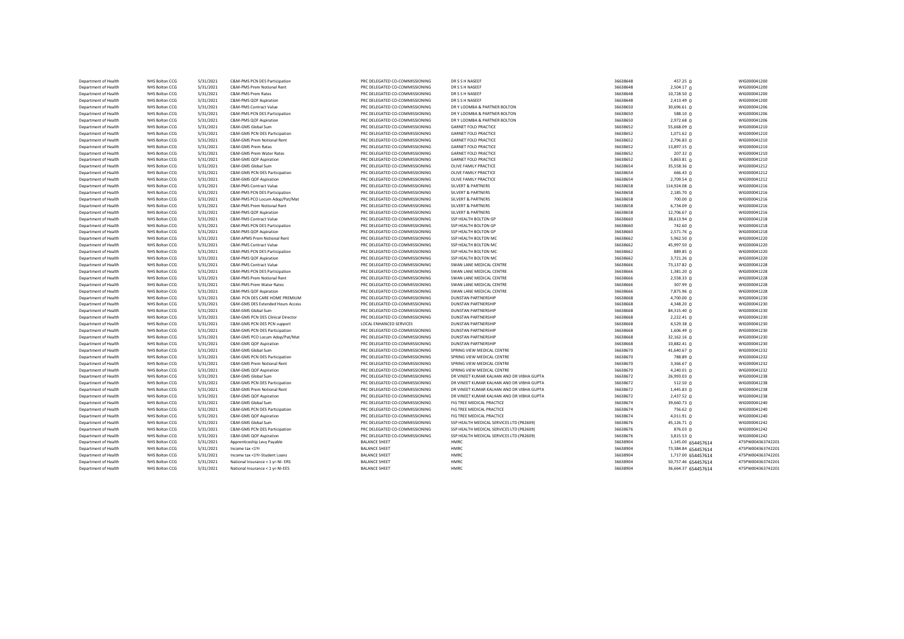| | | | | | | | | | |
|---|---|---|---|---|---|---|---|---|---|
| Department of Health | NHS Bolton CCG | 5/31/2021 | C&M-PMS PCN DES Participation | PRC DELEGATED CO-COMMISSIONING | DR S S H NASEEF | 36638648 | 457.25 | 0 | WIG000041200 |
| Department of Health | NHS Bolton CCG | 5/31/2021 | C&M-PMS Prem Notional Rent | PRC DELEGATED CO-COMMISSIONING | DR S S H NASEEF | 36638648 | 2,504.17 | 0 | WIG000041200 |
| Department of Health | NHS Bolton CCG | 5/31/2021 | C&M-PMS Prem Rates | PRC DELEGATED CO-COMMISSIONING | DR S S H NASEEF | 36638648 | 10,728.50 | 0 | WIG000041200 |
| Department of Health | NHS Bolton CCG | 5/31/2021 | C&M-PMS QOF Aspiration | PRC DELEGATED CO-COMMISSIONING | DR S S H NASEEF | 36638648 | 2,413.49 | 0 | WIG000041200 |
| Department of Health | NHS Bolton CCG | 5/31/2021 | C&M-PMS Contract Value | PRC DELEGATED CO-COMMISSIONING | DR Y LOOMBA & PARTNER BOLTON | 36638650 | 30,696.61 | 0 | WIG000041206 |
| Department of Health | NHS Bolton CCG | 5/31/2021 | C&M-PMS PCN DES Participation | PRC DELEGATED CO-COMMISSIONING | DR Y LOOMBA & PARTNER BOLTON | 36638650 | 588.10 | 0 | WIG000041206 |
| Department of Health | NHS Bolton CCG | 5/31/2021 | C&M-PMS QOF Aspiration | PRC DELEGATED CO-COMMISSIONING | DR Y LOOMBA & PARTNER BOLTON | 36638650 | 2,972.68 | 0 | WIG000041206 |
| Department of Health | NHS Bolton CCG | 5/31/2021 | C&M-GMS Global Sum | PRC DELEGATED CO-COMMISSIONING | GARNET FOLD PRACTICE | 36638652 | 55,668.09 | 0 | WIG000041210 |
| Department of Health | NHS Bolton CCG | 5/31/2021 | C&M-GMS PCN DES Participation | PRC DELEGATED CO-COMMISSIONING | GARNET FOLD PRACTICE | 36638652 | 1,071.62 | 0 | WIG000041210 |
| Department of Health | NHS Bolton CCG | 5/31/2021 | C&M-GMS Prem Notional Rent | PRC DELEGATED CO-COMMISSIONING | GARNET FOLD PRACTICE | 36638652 | 2,796.83 | 0 | WIG000041210 |
| Department of Health | NHS Bolton CCG | 5/31/2021 | C&M-GMS Prem Rates | PRC DELEGATED CO-COMMISSIONING | GARNET FOLD PRACTICE | 36638652 | 13,897.15 | 0 | WIG000041210 |
| Department of Health | NHS Bolton CCG | 5/31/2021 | C&M-GMS Prem Water Rates | PRC DELEGATED CO-COMMISSIONING | GARNET FOLD PRACTICE | 36638652 | 207.32 | 0 | WIG000041210 |
| Department of Health | NHS Bolton CCG | 5/31/2021 | C&M-GMS QOF Aspiration | PRC DELEGATED CO-COMMISSIONING | GARNET FOLD PRACTICE | 36638652 | 5,863.81 | 0 | WIG000041210 |
| Department of Health | NHS Bolton CCG | 5/31/2021 | C&M-GMS Global Sum | PRC DELEGATED CO-COMMISSIONING | OLIVE FAMILY PRACTICE | 36638654 | 35,558.36 | 0 | WIG000041212 |
| Department of Health | NHS Bolton CCG | 5/31/2021 | C&M-GMS PCN DES Participation | PRC DELEGATED CO-COMMISSIONING | OLIVE FAMILY PRACTICE | 36638654 | 666.43 | 0 | WIG000041212 |
| Department of Health | NHS Bolton CCG | 5/31/2021 | C&M-GMS QOF Aspiration | PRC DELEGATED CO-COMMISSIONING | OLIVE FAMILY PRACTICE | 36638654 | 2,709.54 | 0 | WIG000041212 |
| Department of Health | NHS Bolton CCG | 5/31/2021 | C&M-PMS Contract Value | PRC DELEGATED CO-COMMISSIONING | SILVERT & PARTNERS | 36638658 | 114,924.08 | 0 | WIG000041216 |
| Department of Health | NHS Bolton CCG | 5/31/2021 | C&M-PMS PCN DES Participation | PRC DELEGATED CO-COMMISSIONING | SILVERT & PARTNERS | 36638658 | 2,185.70 | 0 | WIG000041216 |
| Department of Health | NHS Bolton CCG | 5/31/2021 | C&M-PMS PCO Locum Adop/Pat/Mat | PRC DELEGATED CO-COMMISSIONING | SILVERT & PARTNERS | 36638658 | 700.00 | 0 | WIG000041216 |
| Department of Health | NHS Bolton CCG | 5/31/2021 | C&M-PMS Prem Notional Rent | PRC DELEGATED CO-COMMISSIONING | SILVERT & PARTNERS | 36638658 | 6,734.09 | 0 | WIG000041216 |
| Department of Health | NHS Bolton CCG | 5/31/2021 | C&M-PMS QOF Aspiration | PRC DELEGATED CO-COMMISSIONING | SILVERT & PARTNERS | 36638658 | 12,706.67 | 0 | WIG000041216 |
| Department of Health | NHS Bolton CCG | 5/31/2021 | C&M-PMS Contract Value | PRC DELEGATED CO-COMMISSIONING | SSP HEALTH BOLTON GP | 36638660 | 38,613.94 | 0 | WIG000041218 |
| Department of Health | NHS Bolton CCG | 5/31/2021 | C&M-PMS PCN DES Participation | PRC DELEGATED CO-COMMISSIONING | SSP HEALTH BOLTON GP | 36638660 | 742.60 | 0 | WIG000041218 |
| Department of Health | NHS Bolton CCG | 5/31/2021 | C&M-PMS QOF Aspiration | PRC DELEGATED CO-COMMISSIONING | SSP HEALTH BOLTON GP | 36638660 | 2,571.76 | 0 | WIG000041218 |
| Department of Health | NHS Bolton CCG | 5/31/2021 | C&M-APMS Prem Notional Rent | PRC DELEGATED CO-COMMISSIONING | SSP HEALTH BOLTON MC | 36638662 | 5,962.50 | 0 | WIG000041220 |
| Department of Health | NHS Bolton CCG | 5/31/2021 | C&M-PMS Contract Value | PRC DELEGATED CO-COMMISSIONING | SSP HEALTH BOLTON MC | 36638662 | 45,997.50 | 0 | WIG000041220 |
| Department of Health | NHS Bolton CCG | 5/31/2021 | C&M-PMS PCN DES Participation | PRC DELEGATED CO-COMMISSIONING | SSP HEALTH BOLTON MC | 36638662 | 889.85 | 0 | WIG000041220 |
| Department of Health | NHS Bolton CCG | 5/31/2021 | C&M-PMS QOF Aspiration | PRC DELEGATED CO-COMMISSIONING | SSP HEALTH BOLTON MC | 36638662 | 3,721.26 | 0 | WIG000041220 |
| Department of Health | NHS Bolton CCG | 5/31/2021 | C&M-PMS Contract Value | PRC DELEGATED CO-COMMISSIONING | SWAN LANE MEDICAL CENTRE | 36638666 | 73,137.82 | 0 | WIG000041228 |
| Department of Health | NHS Bolton CCG | 5/31/2021 | C&M-PMS PCN DES Participation | PRC DELEGATED CO-COMMISSIONING | SWAN LANE MEDICAL CENTRE | 36638666 | 1,381.20 | 0 | WIG000041228 |
| Department of Health | NHS Bolton CCG | 5/31/2021 | C&M-PMS Prem Notional Rent | PRC DELEGATED CO-COMMISSIONING | SWAN LANE MEDICAL CENTRE | 36638666 | 2,558.33 | 0 | WIG000041228 |
| Department of Health | NHS Bolton CCG | 5/31/2021 | C&M-PMS Prem Water Rates | PRC DELEGATED CO-COMMISSIONING | SWAN LANE MEDICAL CENTRE | 36638666 | 307.99 | 0 | WIG000041228 |
| Department of Health | NHS Bolton CCG | 5/31/2021 | C&M-PMS QOF Aspiration | PRC DELEGATED CO-COMMISSIONING | SWAN LANE MEDICAL CENTRE | 36638666 | 7,875.96 | 0 | WIG000041228 |
| Department of Health | NHS Bolton CCG | 5/31/2021 | C&M- PCN DES CARE HOME PREMIUM | PRC DELEGATED CO-COMMISSIONING | DUNSTAN PARTNERSHIP | 36638668 | 4,700.00 | 0 | WIG000041230 |
| Department of Health | NHS Bolton CCG | 5/31/2021 | C&M-GMS DES Extended Hours Access | PRC DELEGATED CO-COMMISSIONING | DUNSTAN PARTNERSHIP | 36638668 | 4,348.20 | 0 | WIG000041230 |
| Department of Health | NHS Bolton CCG | 5/31/2021 | C&M-GMS Global Sum | PRC DELEGATED CO-COMMISSIONING | DUNSTAN PARTNERSHIP | 36638668 | 84,315.40 | 0 | WIG000041230 |
| Department of Health | NHS Bolton CCG | 5/31/2021 | C&M-GMS PCN DES Clinical Director | PRC DELEGATED CO-COMMISSIONING | DUNSTAN PARTNERSHIP | 36638668 | 2,222.41 | 0 | WIG000041230 |
| Department of Health | NHS Bolton CCG | 5/31/2021 | C&M-GMS PCN DES PCN support | LOCAL ENHANCED SERVICES | DUNSTAN PARTNERSHIP | 36638668 | 4,529.38 | 0 | WIG000041230 |
| Department of Health | NHS Bolton CCG | 5/31/2021 | C&M-GMS PCN DES Participation | PRC DELEGATED CO-COMMISSIONING | DUNSTAN PARTNERSHIP | 36638668 | 1,606.49 | 0 | WIG000041230 |
| Department of Health | NHS Bolton CCG | 5/31/2021 | C&M-GMS PCO Locum Adop/Pat/Mat | PRC DELEGATED CO-COMMISSIONING | DUNSTAN PARTNERSHIP | 36638668 | 32,162.16 | 0 | WIG000041230 |
| Department of Health | NHS Bolton CCG | 5/31/2021 | C&M-GMS QOF Aspiration | PRC DELEGATED CO-COMMISSIONING | DUNSTAN PARTNERSHIP | 36638668 | 10,882.41 | 0 | WIG000041230 |
| Department of Health | NHS Bolton CCG | 5/31/2021 | C&M-GMS Global Sum | PRC DELEGATED CO-COMMISSIONING | SPRING VIEW MEDICAL CENTRE | 36638670 | 41,640.67 | 0 | WIG000041232 |
| Department of Health | NHS Bolton CCG | 5/31/2021 | C&M-GMS PCN DES Participation | PRC DELEGATED CO-COMMISSIONING | SPRING VIEW MEDICAL CENTRE | 36638670 | 788.89 | 0 | WIG000041232 |
| Department of Health | NHS Bolton CCG | 5/31/2021 | C&M-GMS Prem Notional Rent | PRC DELEGATED CO-COMMISSIONING | SPRING VIEW MEDICAL CENTRE | 36638670 | 3,366.67 | 0 | WIG000041232 |
| Department of Health | NHS Bolton CCG | 5/31/2021 | C&M-GMS QOF Aspiration | PRC DELEGATED CO-COMMISSIONING | SPRING VIEW MEDICAL CENTRE | 36638670 | 4,240.01 | 0 | WIG000041232 |
| Department of Health | NHS Bolton CCG | 5/31/2021 | C&M-GMS Global Sum | PRC DELEGATED CO-COMMISSIONING | DR VINEET KUMAR KALHAN AND DR VIBHA GUPTA | 36638672 | 26,993.03 | 0 | WIG000041238 |
| Department of Health | NHS Bolton CCG | 5/31/2021 | C&M-GMS PCN DES Participation | PRC DELEGATED CO-COMMISSIONING | DR VINEET KUMAR KALHAN AND DR VIBHA GUPTA | 36638672 | 512.50 | 0 | WIG000041238 |
| Department of Health | NHS Bolton CCG | 5/31/2021 | C&M-GMS Prem Notional Rent | PRC DELEGATED CO-COMMISSIONING | DR VINEET KUMAR KALHAN AND DR VIBHA GUPTA | 36638672 | 1,445.83 | 0 | WIG000041238 |
| Department of Health | NHS Bolton CCG | 5/31/2021 | C&M-GMS QOF Aspiration | PRC DELEGATED CO-COMMISSIONING | DR VINEET KUMAR KALHAN AND DR VIBHA GUPTA | 36638672 | 2,437.52 | 0 | WIG000041238 |
| Department of Health | NHS Bolton CCG | 5/31/2021 | C&M-GMS Global Sum | PRC DELEGATED CO-COMMISSIONING | FIG TREE MEDICAL PRACTICE | 36638674 | 39,660.73 | 0 | WIG000041240 |
| Department of Health | NHS Bolton CCG | 5/31/2021 | C&M-GMS PCN DES Participation | PRC DELEGATED CO-COMMISSIONING | FIG TREE MEDICAL PRACTICE | 36638674 | 756.62 | 0 | WIG000041240 |
| Department of Health | NHS Bolton CCG | 5/31/2021 | C&M-GMS QOF Aspiration | PRC DELEGATED CO-COMMISSIONING | FIG TREE MEDICAL PRACTICE | 36638674 | 4,011.91 | 0 | WIG000041240 |
| Department of Health | NHS Bolton CCG | 5/31/2021 | C&M-GMS Global Sum | PRC DELEGATED CO-COMMISSIONING | SSP HEALTH MEDICAL SERVICES LTD (P82609) | 36638676 | 45,126.71 | 0 | WIG000041242 |
| Department of Health | NHS Bolton CCG | 5/31/2021 | C&M-GMS PCN DES Participation | PRC DELEGATED CO-COMMISSIONING | SSP HEALTH MEDICAL SERVICES LTD (P82609) | 36638676 | 876.03 | 0 | WIG000041242 |
| Department of Health | NHS Bolton CCG | 5/31/2021 | C&M-GMS QOF Aspiration | PRC DELEGATED CO-COMMISSIONING | SSP HEALTH MEDICAL SERVICES LTD (P82609) | 36638676 | 3,815.53 | 0 | WIG000041242 |
| Department of Health | NHS Bolton CCG | 5/31/2021 | Apprenticeship Levy Payable | BALANCE SHEET | HMRC | 36638904 | 1,145.00 | 654457614 | 475PW004363742201 |
| Department of Health | NHS Bolton CCG | 5/31/2021 | Income tax <1Yr | BALANCE SHEET | HMRC | 36638904 | 73,384.84 | 654457614 | 475PW004363742201 |
| Department of Health | NHS Bolton CCG | 5/31/2021 | Income tax <1Yr-Student Loans | BALANCE SHEET | HMRC | 36638904 | 1,717.00 | 654457614 | 475PW004363742201 |
| Department of Health | NHS Bolton CCG | 5/31/2021 | National Insurance < 1 yr-NI- ERS | BALANCE SHEET | HMRC | 36638904 | 50,757.46 | 654457614 | 475PW004363742201 |
| Department of Health | NHS Bolton CCG | 5/31/2021 | National Insurance < 1 yr-NI-EES | BALANCE SHEET | HMRC | 36638904 | 36,664.37 | 654457614 | 475PW004363742201 |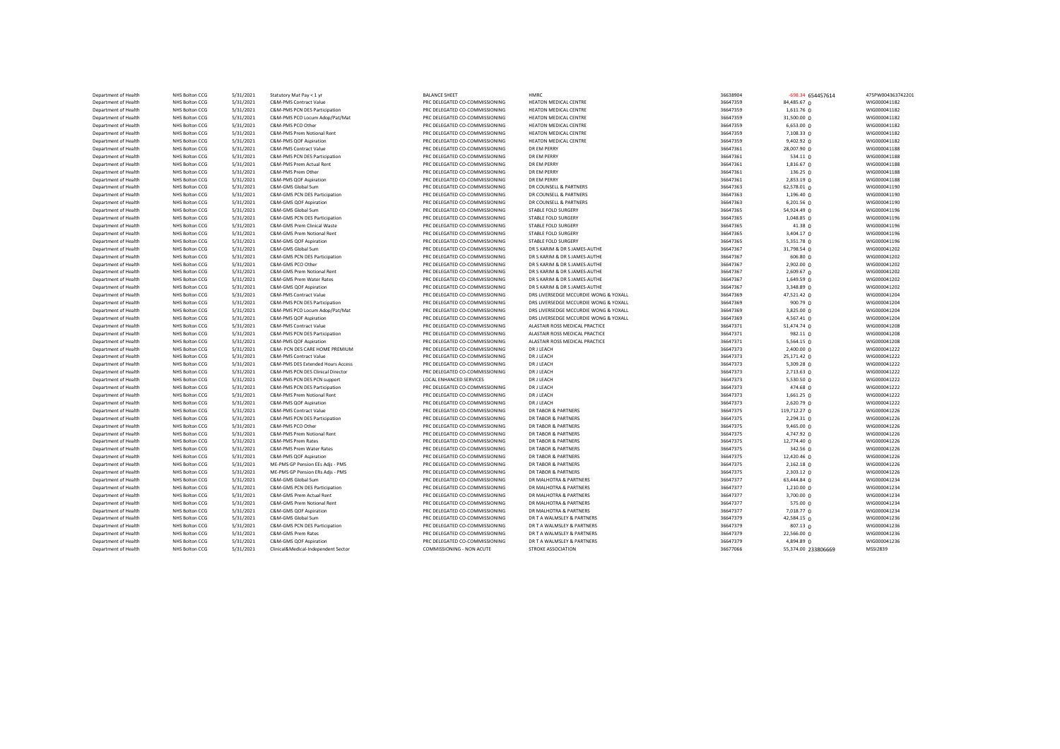| | | | | | | | | | |
|---|---|---|---|---|---|---|---|---|---|
| Department of Health | NHS Bolton CCG | 5/31/2021 | Statutory Mat Pay < 1 yr | BALANCE SHEET | HMRC | 36638904 | -698.34 | 654457614 | 475PW004363742201 |
| Department of Health | NHS Bolton CCG | 5/31/2021 | C&M-PMS Contract Value | PRC DELEGATED CO-COMMISSIONING | HEATON MEDICAL CENTRE | 36647359 | 84,485.67 | 0 | WIG000041182 |
| Department of Health | NHS Bolton CCG | 5/31/2021 | C&M-PMS PCN DES Participation | PRC DELEGATED CO-COMMISSIONING | HEATON MEDICAL CENTRE | 36647359 | 1,611.76 | 0 | WIG000041182 |
| Department of Health | NHS Bolton CCG | 5/31/2021 | C&M-PMS PCO Locum Adop/Pat/Mat | PRC DELEGATED CO-COMMISSIONING | HEATON MEDICAL CENTRE | 36647359 | 31,500.00 | 0 | WIG000041182 |
| Department of Health | NHS Bolton CCG | 5/31/2021 | C&M-PMS PCO Other | PRC DELEGATED CO-COMMISSIONING | HEATON MEDICAL CENTRE | 36647359 | 6,653.00 | 0 | WIG000041182 |
| Department of Health | NHS Bolton CCG | 5/31/2021 | C&M-PMS Prem Notional Rent | PRC DELEGATED CO-COMMISSIONING | HEATON MEDICAL CENTRE | 36647359 | 7,108.33 | 0 | WIG000041182 |
| Department of Health | NHS Bolton CCG | 5/31/2021 | C&M-PMS QOF Aspiration | PRC DELEGATED CO-COMMISSIONING | HEATON MEDICAL CENTRE | 36647359 | 9,402.92 | 0 | WIG000041182 |
| Department of Health | NHS Bolton CCG | 5/31/2021 | C&M-PMS Contract Value | PRC DELEGATED CO-COMMISSIONING | DR EM PERRY | 36647361 | 28,007.90 | 0 | WIG000041188 |
| Department of Health | NHS Bolton CCG | 5/31/2021 | C&M-PMS PCN DES Participation | PRC DELEGATED CO-COMMISSIONING | DR EM PERRY | 36647361 | 534.11 | 0 | WIG000041188 |
| Department of Health | NHS Bolton CCG | 5/31/2021 | C&M-PMS Prem Actual Rent | PRC DELEGATED CO-COMMISSIONING | DR EM PERRY | 36647361 | 1,816.67 | 0 | WIG000041188 |
| Department of Health | NHS Bolton CCG | 5/31/2021 | C&M-PMS Prem Other | PRC DELEGATED CO-COMMISSIONING | DR EM PERRY | 36647361 | 136.25 | 0 | WIG000041188 |
| Department of Health | NHS Bolton CCG | 5/31/2021 | C&M-PMS QOF Aspiration | PRC DELEGATED CO-COMMISSIONING | DR EM PERRY | 36647361 | 2,853.19 | 0 | WIG000041188 |
| Department of Health | NHS Bolton CCG | 5/31/2021 | C&M-GMS Global Sum | PRC DELEGATED CO-COMMISSIONING | DR COUNSELL & PARTNERS | 36647363 | 62,578.01 | 0 | WIG000041190 |
| Department of Health | NHS Bolton CCG | 5/31/2021 | C&M-GMS PCN DES Participation | PRC DELEGATED CO-COMMISSIONING | DR COUNSELL & PARTNERS | 36647363 | 1,196.40 | 0 | WIG000041190 |
| Department of Health | NHS Bolton CCG | 5/31/2021 | C&M-GMS QOF Aspiration | PRC DELEGATED CO-COMMISSIONING | DR COUNSELL & PARTNERS | 36647363 | 6,201.56 | 0 | WIG000041190 |
| Department of Health | NHS Bolton CCG | 5/31/2021 | C&M-GMS Global Sum | PRC DELEGATED CO-COMMISSIONING | STABLE FOLD SURGERY | 36647365 | 54,924.49 | 0 | WIG000041196 |
| Department of Health | NHS Bolton CCG | 5/31/2021 | C&M-GMS PCN DES Participation | PRC DELEGATED CO-COMMISSIONING | STABLE FOLD SURGERY | 36647365 | 1,048.85 | 0 | WIG000041196 |
| Department of Health | NHS Bolton CCG | 5/31/2021 | C&M-GMS Prem Clinical Waste | PRC DELEGATED CO-COMMISSIONING | STABLE FOLD SURGERY | 36647365 | 41.38 | 0 | WIG000041196 |
| Department of Health | NHS Bolton CCG | 5/31/2021 | C&M-GMS Prem Notional Rent | PRC DELEGATED CO-COMMISSIONING | STABLE FOLD SURGERY | 36647365 | 3,404.17 | 0 | WIG000041196 |
| Department of Health | NHS Bolton CCG | 5/31/2021 | C&M-GMS QOF Aspiration | PRC DELEGATED CO-COMMISSIONING | STABLE FOLD SURGERY | 36647365 | 5,351.78 | 0 | WIG000041196 |
| Department of Health | NHS Bolton CCG | 5/31/2021 | C&M-GMS Global Sum | PRC DELEGATED CO-COMMISSIONING | DR S KARIM & DR S JAMES-AUTHE | 36647367 | 31,798.54 | 0 | WIG000041202 |
| Department of Health | NHS Bolton CCG | 5/31/2021 | C&M-GMS PCN DES Participation | PRC DELEGATED CO-COMMISSIONING | DR S KARIM & DR S JAMES-AUTHE | 36647367 | 606.80 | 0 | WIG000041202 |
| Department of Health | NHS Bolton CCG | 5/31/2021 | C&M-GMS PCO Other | PRC DELEGATED CO-COMMISSIONING | DR S KARIM & DR S JAMES-AUTHE | 36647367 | 2,902.00 | 0 | WIG000041202 |
| Department of Health | NHS Bolton CCG | 5/31/2021 | C&M-GMS Prem Notional Rent | PRC DELEGATED CO-COMMISSIONING | DR S KARIM & DR S JAMES-AUTHE | 36647367 | 2,609.67 | 0 | WIG000041202 |
| Department of Health | NHS Bolton CCG | 5/31/2021 | C&M-GMS Prem Water Rates | PRC DELEGATED CO-COMMISSIONING | DR S KARIM & DR S JAMES-AUTHE | 36647367 | 1,649.59 | 0 | WIG000041202 |
| Department of Health | NHS Bolton CCG | 5/31/2021 | C&M-GMS QOF Aspiration | PRC DELEGATED CO-COMMISSIONING | DR S KARIM & DR S JAMES-AUTHE | 36647367 | 3,348.89 | 0 | WIG000041202 |
| Department of Health | NHS Bolton CCG | 5/31/2021 | C&M-PMS Contract Value | PRC DELEGATED CO-COMMISSIONING | DRS LIVERSEDGE MCCURDIE WONG & YOXALL | 36647369 | 47,521.42 | 0 | WIG000041204 |
| Department of Health | NHS Bolton CCG | 5/31/2021 | C&M-PMS PCN DES Participation | PRC DELEGATED CO-COMMISSIONING | DRS LIVERSEDGE MCCURDIE WONG & YOXALL | 36647369 | 900.79 | 0 | WIG000041204 |
| Department of Health | NHS Bolton CCG | 5/31/2021 | C&M-PMS PCO Locum Adop/Pat/Mat | PRC DELEGATED CO-COMMISSIONING | DRS LIVERSEDGE MCCURDIE WONG & YOXALL | 36647369 | 3,825.00 | 0 | WIG000041204 |
| Department of Health | NHS Bolton CCG | 5/31/2021 | C&M-PMS QOF Aspiration | PRC DELEGATED CO-COMMISSIONING | DRS LIVERSEDGE MCCURDIE WONG & YOXALL | 36647369 | 4,567.41 | 0 | WIG000041204 |
| Department of Health | NHS Bolton CCG | 5/31/2021 | C&M-PMS Contract Value | PRC DELEGATED CO-COMMISSIONING | ALASTAIR ROSS MEDICAL PRACTICE | 36647371 | 51,474.74 | 0 | WIG000041208 |
| Department of Health | NHS Bolton CCG | 5/31/2021 | C&M-PMS PCN DES Participation | PRC DELEGATED CO-COMMISSIONING | ALASTAIR ROSS MEDICAL PRACTICE | 36647371 | 982.11 | 0 | WIG000041208 |
| Department of Health | NHS Bolton CCG | 5/31/2021 | C&M-PMS QOF Aspiration | PRC DELEGATED CO-COMMISSIONING | ALASTAIR ROSS MEDICAL PRACTICE | 36647371 | 5,564.15 | 0 | WIG000041208 |
| Department of Health | NHS Bolton CCG | 5/31/2021 | C&M- PCN DES CARE HOME PREMIUM | PRC DELEGATED CO-COMMISSIONING | DR J LEACH | 36647373 | 2,400.00 | 0 | WIG000041222 |
| Department of Health | NHS Bolton CCG | 5/31/2021 | C&M-PMS Contract Value | PRC DELEGATED CO-COMMISSIONING | DR J LEACH | 36647373 | 25,171.42 | 0 | WIG000041222 |
| Department of Health | NHS Bolton CCG | 5/31/2021 | C&M-PMS DES Extended Hours Access | PRC DELEGATED CO-COMMISSIONING | DR J LEACH | 36647373 | 5,309.28 | 0 | WIG000041222 |
| Department of Health | NHS Bolton CCG | 5/31/2021 | C&M-PMS PCN DES Clinical Director | PRC DELEGATED CO-COMMISSIONING | DR J LEACH | 36647373 | 2,713.63 | 0 | WIG000041222 |
| Department of Health | NHS Bolton CCG | 5/31/2021 | C&M-PMS PCN DES PCN support | LOCAL ENHANCED SERVICES | DR J LEACH | 36647373 | 5,530.50 | 0 | WIG000041222 |
| Department of Health | NHS Bolton CCG | 5/31/2021 | C&M-PMS PCN DES Participation | PRC DELEGATED CO-COMMISSIONING | DR J LEACH | 36647373 | 474.68 | 0 | WIG000041222 |
| Department of Health | NHS Bolton CCG | 5/31/2021 | C&M-PMS Prem Notional Rent | PRC DELEGATED CO-COMMISSIONING | DR J LEACH | 36647373 | 1,661.25 | 0 | WIG000041222 |
| Department of Health | NHS Bolton CCG | 5/31/2021 | C&M-PMS QOF Aspiration | PRC DELEGATED CO-COMMISSIONING | DR J LEACH | 36647373 | 2,620.79 | 0 | WIG000041222 |
| Department of Health | NHS Bolton CCG | 5/31/2021 | C&M-PMS Contract Value | PRC DELEGATED CO-COMMISSIONING | DR TABOR & PARTNERS | 36647375 | 119,712.27 | 0 | WIG000041226 |
| Department of Health | NHS Bolton CCG | 5/31/2021 | C&M-PMS PCN DES Participation | PRC DELEGATED CO-COMMISSIONING | DR TABOR & PARTNERS | 36647375 | 2,294.31 | 0 | WIG000041226 |
| Department of Health | NHS Bolton CCG | 5/31/2021 | C&M-PMS PCO Other | PRC DELEGATED CO-COMMISSIONING | DR TABOR & PARTNERS | 36647375 | 9,465.00 | 0 | WIG000041226 |
| Department of Health | NHS Bolton CCG | 5/31/2021 | C&M-PMS Prem Notional Rent | PRC DELEGATED CO-COMMISSIONING | DR TABOR & PARTNERS | 36647375 | 4,747.92 | 0 | WIG000041226 |
| Department of Health | NHS Bolton CCG | 5/31/2021 | C&M-PMS Prem Rates | PRC DELEGATED CO-COMMISSIONING | DR TABOR & PARTNERS | 36647375 | 12,774.40 | 0 | WIG000041226 |
| Department of Health | NHS Bolton CCG | 5/31/2021 | C&M-PMS Prem Water Rates | PRC DELEGATED CO-COMMISSIONING | DR TABOR & PARTNERS | 36647375 | 342.56 | 0 | WIG000041226 |
| Department of Health | NHS Bolton CCG | 5/31/2021 | C&M-PMS QOF Aspiration | PRC DELEGATED CO-COMMISSIONING | DR TABOR & PARTNERS | 36647375 | 12,420.46 | 0 | WIG000041226 |
| Department of Health | NHS Bolton CCG | 5/31/2021 | ME-PMS GP Pension EEs Adjs - PMS | PRC DELEGATED CO-COMMISSIONING | DR TABOR & PARTNERS | 36647375 | 2,162.18 | 0 | WIG000041226 |
| Department of Health | NHS Bolton CCG | 5/31/2021 | ME-PMS GP Pension ERs Adjs - PMS | PRC DELEGATED CO-COMMISSIONING | DR TABOR & PARTNERS | 36647375 | 2,303.12 | 0 | WIG000041226 |
| Department of Health | NHS Bolton CCG | 5/31/2021 | C&M-GMS Global Sum | PRC DELEGATED CO-COMMISSIONING | DR MALHOTRA & PARTNERS | 36647377 | 63,444.84 | 0 | WIG000041234 |
| Department of Health | NHS Bolton CCG | 5/31/2021 | C&M-GMS PCN DES Participation | PRC DELEGATED CO-COMMISSIONING | DR MALHOTRA & PARTNERS | 36647377 | 1,210.00 | 0 | WIG000041234 |
| Department of Health | NHS Bolton CCG | 5/31/2021 | C&M-GMS Prem Actual Rent | PRC DELEGATED CO-COMMISSIONING | DR MALHOTRA & PARTNERS | 36647377 | 3,700.00 | 0 | WIG000041234 |
| Department of Health | NHS Bolton CCG | 5/31/2021 | C&M-GMS Prem Notional Rent | PRC DELEGATED CO-COMMISSIONING | DR MALHOTRA & PARTNERS | 36647377 | 575.00 | 0 | WIG000041234 |
| Department of Health | NHS Bolton CCG | 5/31/2021 | C&M-GMS QOF Aspiration | PRC DELEGATED CO-COMMISSIONING | DR MALHOTRA & PARTNERS | 36647377 | 7,018.77 | 0 | WIG000041234 |
| Department of Health | NHS Bolton CCG | 5/31/2021 | C&M-GMS Global Sum | PRC DELEGATED CO-COMMISSIONING | DR T A WALMSLEY & PARTNERS | 36647379 | 42,584.15 | 0 | WIG000041236 |
| Department of Health | NHS Bolton CCG | 5/31/2021 | C&M-GMS PCN DES Participation | PRC DELEGATED CO-COMMISSIONING | DR T A WALMSLEY & PARTNERS | 36647379 | 807.13 | 0 | WIG000041236 |
| Department of Health | NHS Bolton CCG | 5/31/2021 | C&M-GMS Prem Rates | PRC DELEGATED CO-COMMISSIONING | DR T A WALMSLEY & PARTNERS | 36647379 | 22,566.00 | 0 | WIG000041236 |
| Department of Health | NHS Bolton CCG | 5/31/2021 | C&M-GMS QOF Aspiration | PRC DELEGATED CO-COMMISSIONING | DR T A WALMSLEY & PARTNERS | 36647379 | 4,894.89 | 0 | WIG000041236 |
| Department of Health | NHS Bolton CCG | 5/31/2021 | Clinical&Medical-Independent Sector | COMMISSIONING - NON ACUTE | STROKE ASSOCIATION | 36677066 | 55,374.00 | 233806669 | MSSI2839 |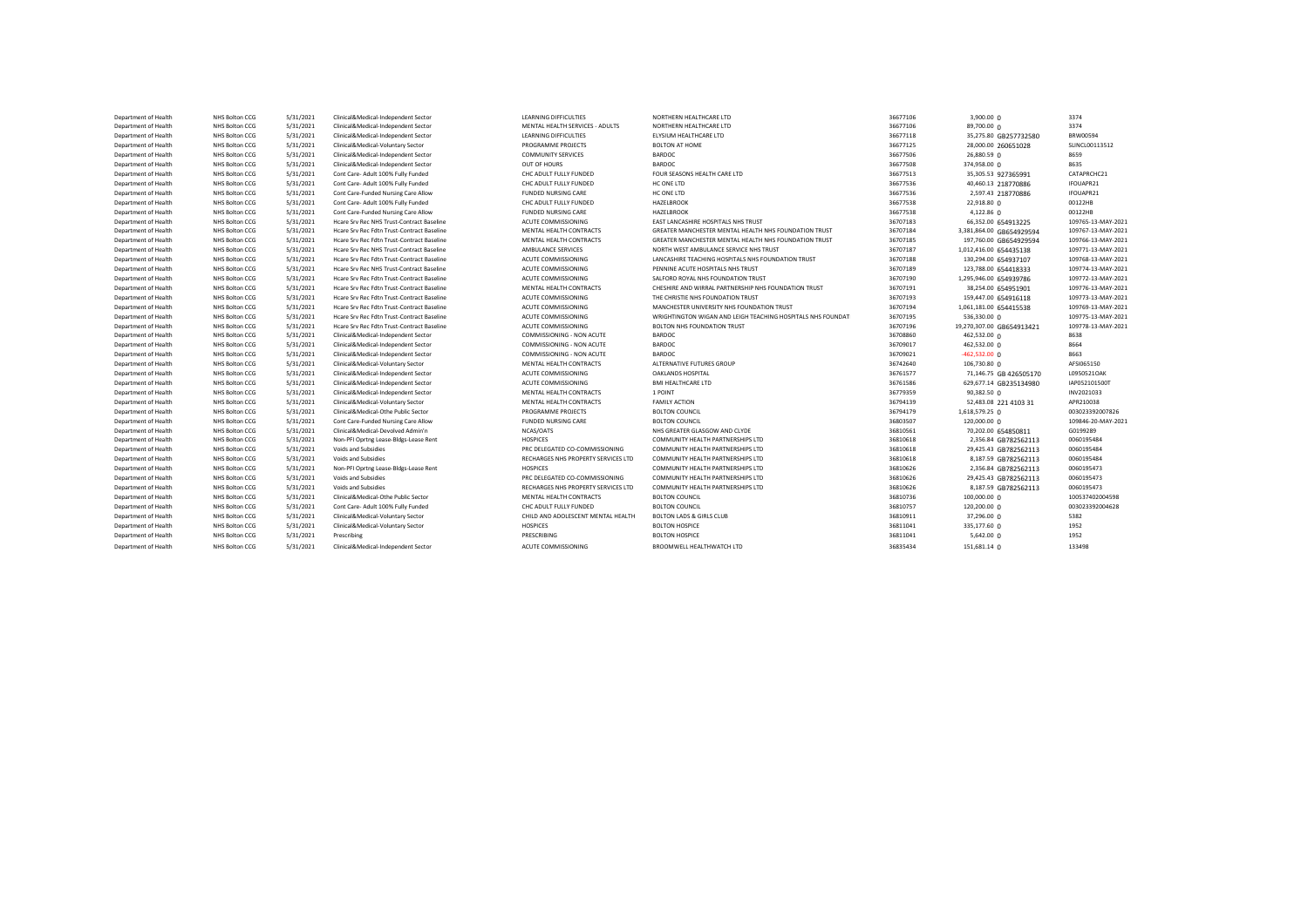| | | | | | | | | | |
|---|---|---|---|---|---|---|---|---|---|
| Department of Health | NHS Bolton CCG | 5/31/2021 | Clinical&Medical-Independent Sector | LEARNING DIFFICULTIES | NORTHERN HEALTHCARE LTD | 36677106 | 3,900.00 | 0 | 3374 |
| Department of Health | NHS Bolton CCG | 5/31/2021 | Clinical&Medical-Independent Sector | MENTAL HEALTH SERVICES - ADULTS | NORTHERN HEALTHCARE LTD | 36677106 | 89,700.00 | 0 | 3374 |
| Department of Health | NHS Bolton CCG | 5/31/2021 | Clinical&Medical-Independent Sector | LEARNING DIFFICULTIES | ELYSIUM HEALTHCARE LTD | 36677118 | 35,275.80 | GB257732580 | BRW00594 |
| Department of Health | NHS Bolton CCG | 5/31/2021 | Clinical&Medical-Voluntary Sector | PROGRAMME PROJECTS | BOLTON AT HOME | 36677125 | 28,000.00 | 260651028 | SLINCL00113512 |
| Department of Health | NHS Bolton CCG | 5/31/2021 | Clinical&Medical-Independent Sector | COMMUNITY SERVICES | BARDOC | 36677506 | 26,880.59 | 0 | 8659 |
| Department of Health | NHS Bolton CCG | 5/31/2021 | Clinical&Medical-Independent Sector | OUT OF HOURS | BARDOC | 36677508 | 374,958.00 | 0 | 8635 |
| Department of Health | NHS Bolton CCG | 5/31/2021 | Cont Care- Adult 100% Fully Funded | CHC ADULT FULLY FUNDED | FOUR SEASONS HEALTH CARE LTD | 36677513 | 35,305.53 | 927365991 | CATAPRCHC21 |
| Department of Health | NHS Bolton CCG | 5/31/2021 | Cont Care- Adult 100% Fully Funded | CHC ADULT FULLY FUNDED | HC ONE LTD | 36677536 | 40,460.13 | 218770886 | IFOUAPR21 |
| Department of Health | NHS Bolton CCG | 5/31/2021 | Cont Care-Funded Nursing Care Allow | FUNDED NURSING CARE | HC ONE LTD | 36677536 | 2,597.43 | 218770886 | IFOUAPR21 |
| Department of Health | NHS Bolton CCG | 5/31/2021 | Cont Care- Adult 100% Fully Funded | CHC ADULT FULLY FUNDED | HAZELBROOK | 36677538 | 22,918.80 | 0 | 00122HB |
| Department of Health | NHS Bolton CCG | 5/31/2021 | Cont Care-Funded Nursing Care Allow | FUNDED NURSING CARE | HAZELBROOK | 36677538 | 4,122.86 | 0 | 00122HB |
| Department of Health | NHS Bolton CCG | 5/31/2021 | Hcare Srv Rec NHS Trust-Contract Baseline | ACUTE COMMISSIONING | EAST LANCASHIRE HOSPITALS NHS TRUST | 36707183 | 66,352.00 | 654913225 | 109765-13-MAY-2021 |
| Department of Health | NHS Bolton CCG | 5/31/2021 | Hcare Srv Rec Fdtn Trust-Contract Baseline | MENTAL HEALTH CONTRACTS | GREATER MANCHESTER MENTAL HEALTH NHS FOUNDATION TRUST | 36707184 | 3,381,864.00 | GB654929594 | 109767-13-MAY-2021 |
| Department of Health | NHS Bolton CCG | 5/31/2021 | Hcare Srv Rec Fdtn Trust-Contract Baseline | MENTAL HEALTH CONTRACTS | GREATER MANCHESTER MENTAL HEALTH NHS FOUNDATION TRUST | 36707185 | 197,760.00 | GB654929594 | 109766-13-MAY-2021 |
| Department of Health | NHS Bolton CCG | 5/31/2021 | Hcare Srv Rec NHS Trust-Contract Baseline | AMBULANCE SERVICES | NORTH WEST AMBULANCE SERVICE NHS TRUST | 36707187 | 1,012,416.00 | 654435138 | 109771-13-MAY-2021 |
| Department of Health | NHS Bolton CCG | 5/31/2021 | Hcare Srv Rec Fdtn Trust-Contract Baseline | ACUTE COMMISSIONING | LANCASHIRE TEACHING HOSPITALS NHS FOUNDATION TRUST | 36707188 | 130,294.00 | 654937107 | 109768-13-MAY-2021 |
| Department of Health | NHS Bolton CCG | 5/31/2021 | Hcare Srv Rec Fdtn Trust-Contract Baseline | ACUTE COMMISSIONING | PENNINE ACUTE HOSPITALS NHS TRUST | 36707189 | 123,788.00 | 654418333 | 109774-13-MAY-2021 |
| Department of Health | NHS Bolton CCG | 5/31/2021 | Hcare Srv Rec Fdtn Trust-Contract Baseline | ACUTE COMMISSIONING | SALFORD ROYAL NHS FOUNDATION TRUST | 36707190 | 1,295,946.00 | 654939786 | 109772-13-MAY-2021 |
| Department of Health | NHS Bolton CCG | 5/31/2021 | Hcare Srv Rec Fdtn Trust-Contract Baseline | MENTAL HEALTH CONTRACTS | CHESHIRE AND WIRRAL PARTNERSHIP NHS FOUNDATION TRUST | 36707191 | 38,254.00 | 654951901 | 109776-13-MAY-2021 |
| Department of Health | NHS Bolton CCG | 5/31/2021 | Hcare Srv Rec Fdtn Trust-Contract Baseline | ACUTE COMMISSIONING | THE CHRISTIE NHS FOUNDATION TRUST | 36707193 | 159,447.00 | 654916118 | 109773-13-MAY-2021 |
| Department of Health | NHS Bolton CCG | 5/31/2021 | Hcare Srv Rec Fdtn Trust-Contract Baseline | ACUTE COMMISSIONING | MANCHESTER UNIVERSITY NHS FOUNDATION TRUST | 36707194 | 1,061,181.00 | 654415538 | 109769-13-MAY-2021 |
| Department of Health | NHS Bolton CCG | 5/31/2021 | Hcare Srv Rec Fdtn Trust-Contract Baseline | ACUTE COMMISSIONING | WRIGHTINGTON WIGAN AND LEIGH TEACHING HOSPITALS NHS FOUNDAT | 36707195 | 536,330.00 | 0 | 109775-13-MAY-2021 |
| Department of Health | NHS Bolton CCG | 5/31/2021 | Hcare Srv Rec Fdtn Trust-Contract Baseline | ACUTE COMMISSIONING | BOLTON NHS FOUNDATION TRUST | 36707196 | 19,270,307.00 | GB654913421 | 109778-13-MAY-2021 |
| Department of Health | NHS Bolton CCG | 5/31/2021 | Clinical&Medical-Independent Sector | COMMISSIONING - NON ACUTE | BARDOC | 36708860 | 462,532.00 | 0 | 8638 |
| Department of Health | NHS Bolton CCG | 5/31/2021 | Clinical&Medical-Independent Sector | COMMISSIONING - NON ACUTE | BARDOC | 36709017 | 462,532.00 | 0 | 8664 |
| Department of Health | NHS Bolton CCG | 5/31/2021 | Clinical&Medical-Independent Sector | COMMISSIONING - NON ACUTE | BARDOC | 36709021 | -462,532.00 | 0 | 8663 |
| Department of Health | NHS Bolton CCG | 5/31/2021 | Clinical&Medical-Voluntary Sector | MENTAL HEALTH CONTRACTS | ALTERNATIVE FUTURES GROUP | 36742640 | 106,730.80 | 0 | AFSI065150 |
| Department of Health | NHS Bolton CCG | 5/31/2021 | Clinical&Medical-Independent Sector | ACUTE COMMISSIONING | OAKLANDS HOSPITAL | 36761577 | 71,146.75 | GB 426505170 | L0950521OAK |
| Department of Health | NHS Bolton CCG | 5/31/2021 | Clinical&Medical-Independent Sector | ACUTE COMMISSIONING | BMI HEALTHCARE LTD | 36761586 | 629,677.14 | GB235134980 | IAP0521015O0T |
| Department of Health | NHS Bolton CCG | 5/31/2021 | Clinical&Medical-Independent Sector | MENTAL HEALTH CONTRACTS | 1 POINT | 36779359 | 90,382.50 | 0 | INV2021033 |
| Department of Health | NHS Bolton CCG | 5/31/2021 | Clinical&Medical-Voluntary Sector | MENTAL HEALTH CONTRACTS | FAMILY ACTION | 36794139 | 52,483.08 | 221 4103 31 | APR210038 |
| Department of Health | NHS Bolton CCG | 5/31/2021 | Clinical&Medical-Othe Public Sector | PROGRAMME PROJECTS | BOLTON COUNCIL | 36794179 | 1,618,579.25 | 0 | 003023392007826 |
| Department of Health | NHS Bolton CCG | 5/31/2021 | Cont Care-Funded Nursing Care Allow | FUNDED NURSING CARE | BOLTON COUNCIL | 36803507 | 120,000.00 | 0 | 109846-20-MAY-2021 |
| Department of Health | NHS Bolton CCG | 5/31/2021 | Clinical&Medical-Devolved Admin'n | NCAS/OATS | NHS GREATER GLASGOW AND CLYDE | 36810561 | 70,202.00 | 654850811 | G0199289 |
| Department of Health | NHS Bolton CCG | 5/31/2021 | Non-PFI Oprtng Lease-Bldgs-Lease Rent | HOSPICES | COMMUNITY HEALTH PARTNERSHIPS LTD | 36810618 | 2,356.84 | GB782562113 | 0060195484 |
| Department of Health | NHS Bolton CCG | 5/31/2021 | Voids and Subsidies | PRC DELEGATED CO-COMMISSIONING | COMMUNITY HEALTH PARTNERSHIPS LTD | 36810618 | 29,425.43 | GB782562113 | 0060195484 |
| Department of Health | NHS Bolton CCG | 5/31/2021 | Voids and Subsidies | RECHARGES NHS PROPERTY SERVICES LTD | COMMUNITY HEALTH PARTNERSHIPS LTD | 36810618 | 8,187.59 | GB782562113 | 0060195484 |
| Department of Health | NHS Bolton CCG | 5/31/2021 | Non-PFI Oprtng Lease-Bldgs-Lease Rent | HOSPICES | COMMUNITY HEALTH PARTNERSHIPS LTD | 36810626 | 2,356.84 | GB782562113 | 0060195473 |
| Department of Health | NHS Bolton CCG | 5/31/2021 | Voids and Subsidies | PRC DELEGATED CO-COMMISSIONING | COMMUNITY HEALTH PARTNERSHIPS LTD | 36810626 | 29,425.43 | GB782562113 | 0060195473 |
| Department of Health | NHS Bolton CCG | 5/31/2021 | Voids and Subsidies | RECHARGES NHS PROPERTY SERVICES LTD | COMMUNITY HEALTH PARTNERSHIPS LTD | 36810626 | 8,187.59 | GB782562113 | 0060195473 |
| Department of Health | NHS Bolton CCG | 5/31/2021 | Clinical&Medical-Othe Public Sector | MENTAL HEALTH CONTRACTS | BOLTON COUNCIL | 36810736 | 100,000.00 | 0 | 100537402004598 |
| Department of Health | NHS Bolton CCG | 5/31/2021 | Cont Care- Adult 100% Fully Funded | CHC ADULT FULLY FUNDED | BOLTON COUNCIL | 36810757 | 120,200.00 | 0 | 003023392004628 |
| Department of Health | NHS Bolton CCG | 5/31/2021 | Clinical&Medical-Voluntary Sector | CHILD AND ADOLESCENT MENTAL HEALTH | BOLTON LADS & GIRLS CLUB | 36810911 | 37,296.00 | 0 | 5382 |
| Department of Health | NHS Bolton CCG | 5/31/2021 | Clinical&Medical-Voluntary Sector | HOSPICES | BOLTON HOSPICE | 36811041 | 335,177.60 | 0 | 1952 |
| Department of Health | NHS Bolton CCG | 5/31/2021 | Prescribing | PRESCRIBING | BOLTON HOSPICE | 36811041 | 5,642.00 | 0 | 1952 |
| Department of Health | NHS Bolton CCG | 5/31/2021 | Clinical&Medical-Independent Sector | ACUTE COMMISSIONING | BROOMWELL HEALTHWATCH LTD | 36835434 | 151,681.14 | 0 | 133498 |